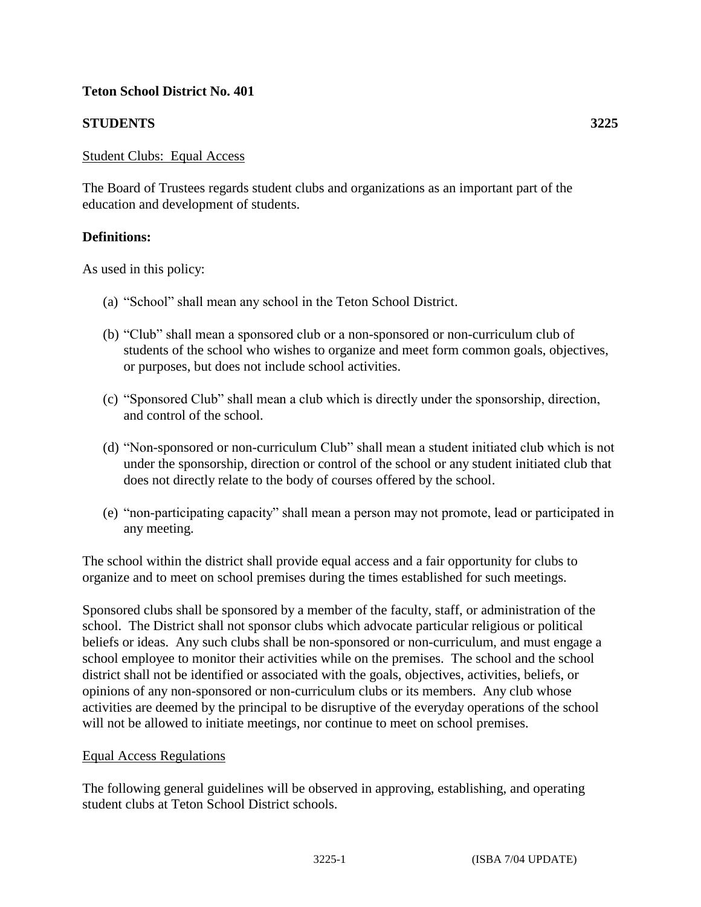**Teton School District No. 401**

**STUDENTS** **3225**

Student Clubs: Equal Access

The Board of Trustees regards student clubs and organizations as an important part of the education and development of students.

**Definitions:**

As used in this policy:

(a) "School" shall mean any school in the Teton School District.

(b) "Club" shall mean a sponsored club or a non-sponsored or non-curriculum club of students of the school who wishes to organize and meet form common goals, objectives, or purposes, but does not include school activities.

(c) "Sponsored Club" shall mean a club which is directly under the sponsorship, direction, and control of the school.

(d) "Non-sponsored or non-curriculum Club" shall mean a student initiated club which is not under the sponsorship, direction or control of the school or any student initiated club that does not directly relate to the body of courses offered by the school.

(e) "non-participating capacity" shall mean a person may not promote, lead or participated in any meeting.

The school within the district shall provide equal access and a fair opportunity for clubs to organize and to meet on school premises during the times established for such meetings.

Sponsored clubs shall be sponsored by a member of the faculty, staff, or administration of the school. The District shall not sponsor clubs which advocate particular religious or political beliefs or ideas. Any such clubs shall be non-sponsored or non-curriculum, and must engage a school employee to monitor their activities while on the premises. The school and the school district shall not be identified or associated with the goals, objectives, activities, beliefs, or opinions of any non-sponsored or non-curriculum clubs or its members. Any club whose activities are deemed by the principal to be disruptive of the everyday operations of the school will not be allowed to initiate meetings, nor continue to meet on school premises.

Equal Access Regulations

The following general guidelines will be observed in approving, establishing, and operating student clubs at Teton School District schools.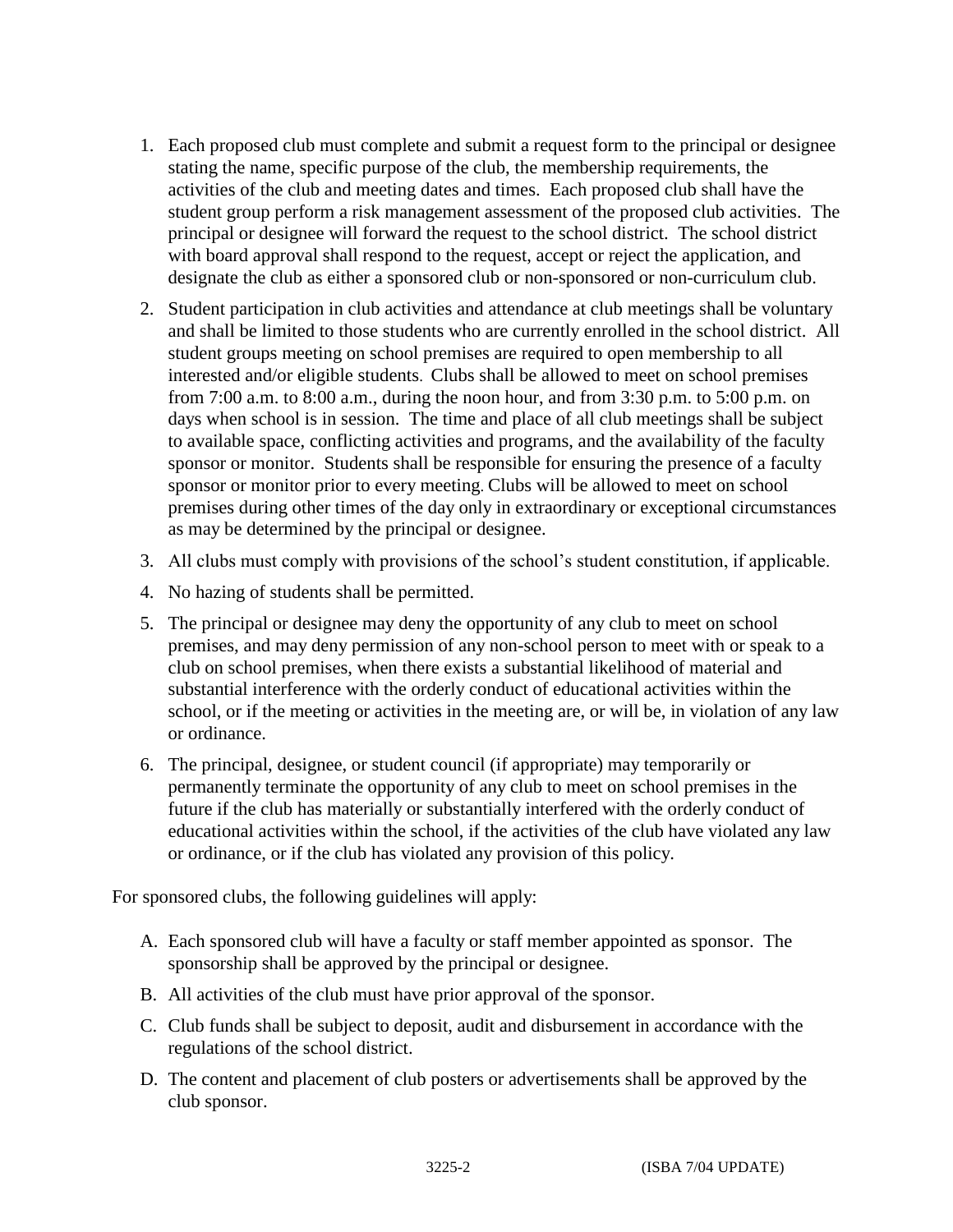1. Each proposed club must complete and submit a request form to the principal or designee stating the name, specific purpose of the club, the membership requirements, the activities of the club and meeting dates and times. Each proposed club shall have the student group perform a risk management assessment of the proposed club activities. The principal or designee will forward the request to the school district. The school district with board approval shall respond to the request, accept or reject the application, and designate the club as either a sponsored club or non-sponsored or non-curriculum club.

2. Student participation in club activities and attendance at club meetings shall be voluntary and shall be limited to those students who are currently enrolled in the school district. All student groups meeting on school premises are required to open membership to all interested and/or eligible students. Clubs shall be allowed to meet on school premises from 7:00 a.m. to 8:00 a.m., during the noon hour, and from 3:30 p.m. to 5:00 p.m. on days when school is in session. The time and place of all club meetings shall be subject to available space, conflicting activities and programs, and the availability of the faculty sponsor or monitor. Students shall be responsible for ensuring the presence of a faculty sponsor or monitor prior to every meeting. Clubs will be allowed to meet on school premises during other times of the day only in extraordinary or exceptional circumstances as may be determined by the principal or designee.

3. All clubs must comply with provisions of the school's student constitution, if applicable.

4. No hazing of students shall be permitted.

5. The principal or designee may deny the opportunity of any club to meet on school premises, and may deny permission of any non-school person to meet with or speak to a club on school premises, when there exists a substantial likelihood of material and substantial interference with the orderly conduct of educational activities within the school, or if the meeting or activities in the meeting are, or will be, in violation of any law or ordinance.

6. The principal, designee, or student council (if appropriate) may temporarily or permanently terminate the opportunity of any club to meet on school premises in the future if the club has materially or substantially interfered with the orderly conduct of educational activities within the school, if the activities of the club have violated any law or ordinance, or if the club has violated any provision of this policy.

For sponsored clubs, the following guidelines will apply:

A. Each sponsored club will have a faculty or staff member appointed as sponsor. The sponsorship shall be approved by the principal or designee.

B. All activities of the club must have prior approval of the sponsor.

C. Club funds shall be subject to deposit, audit and disbursement in accordance with the regulations of the school district.

D. The content and placement of club posters or advertisements shall be approved by the club sponsor.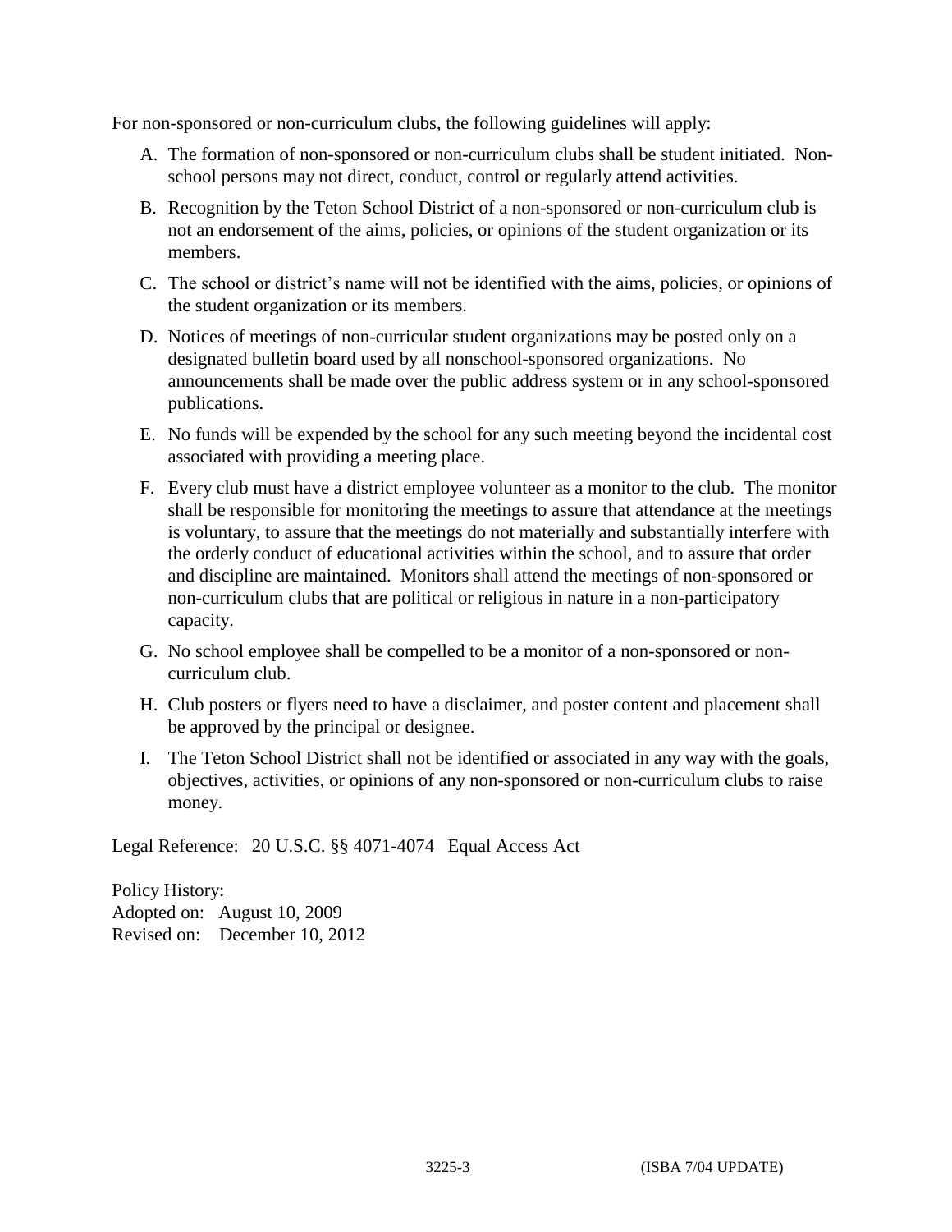For non-sponsored or non-curriculum clubs, the following guidelines will apply:

A. The formation of non-sponsored or non-curriculum clubs shall be student initiated. Non-school persons may not direct, conduct, control or regularly attend activities.

B. Recognition by the Teton School District of a non-sponsored or non-curriculum club is not an endorsement of the aims, policies, or opinions of the student organization or its members.

C. The school or district's name will not be identified with the aims, policies, or opinions of the student organization or its members.

D. Notices of meetings of non-curricular student organizations may be posted only on a designated bulletin board used by all nonschool-sponsored organizations. No announcements shall be made over the public address system or in any school-sponsored publications.

E. No funds will be expended by the school for any such meeting beyond the incidental cost associated with providing a meeting place.

F. Every club must have a district employee volunteer as a monitor to the club. The monitor shall be responsible for monitoring the meetings to assure that attendance at the meetings is voluntary, to assure that the meetings do not materially and substantially interfere with the orderly conduct of educational activities within the school, and to assure that order and discipline are maintained. Monitors shall attend the meetings of non-sponsored or non-curriculum clubs that are political or religious in nature in a non-participatory capacity.

G. No school employee shall be compelled to be a monitor of a non-sponsored or non-curriculum club.

H. Club posters or flyers need to have a disclaimer, and poster content and placement shall be approved by the principal or designee.

I. The Teton School District shall not be identified or associated in any way with the goals, objectives, activities, or opinions of any non-sponsored or non-curriculum clubs to raise money.

Legal Reference: 20 U.S.C. §§ 4071-4074 Equal Access Act

Policy History:
Adopted on: August 10, 2009
Revised on: December 10, 2012